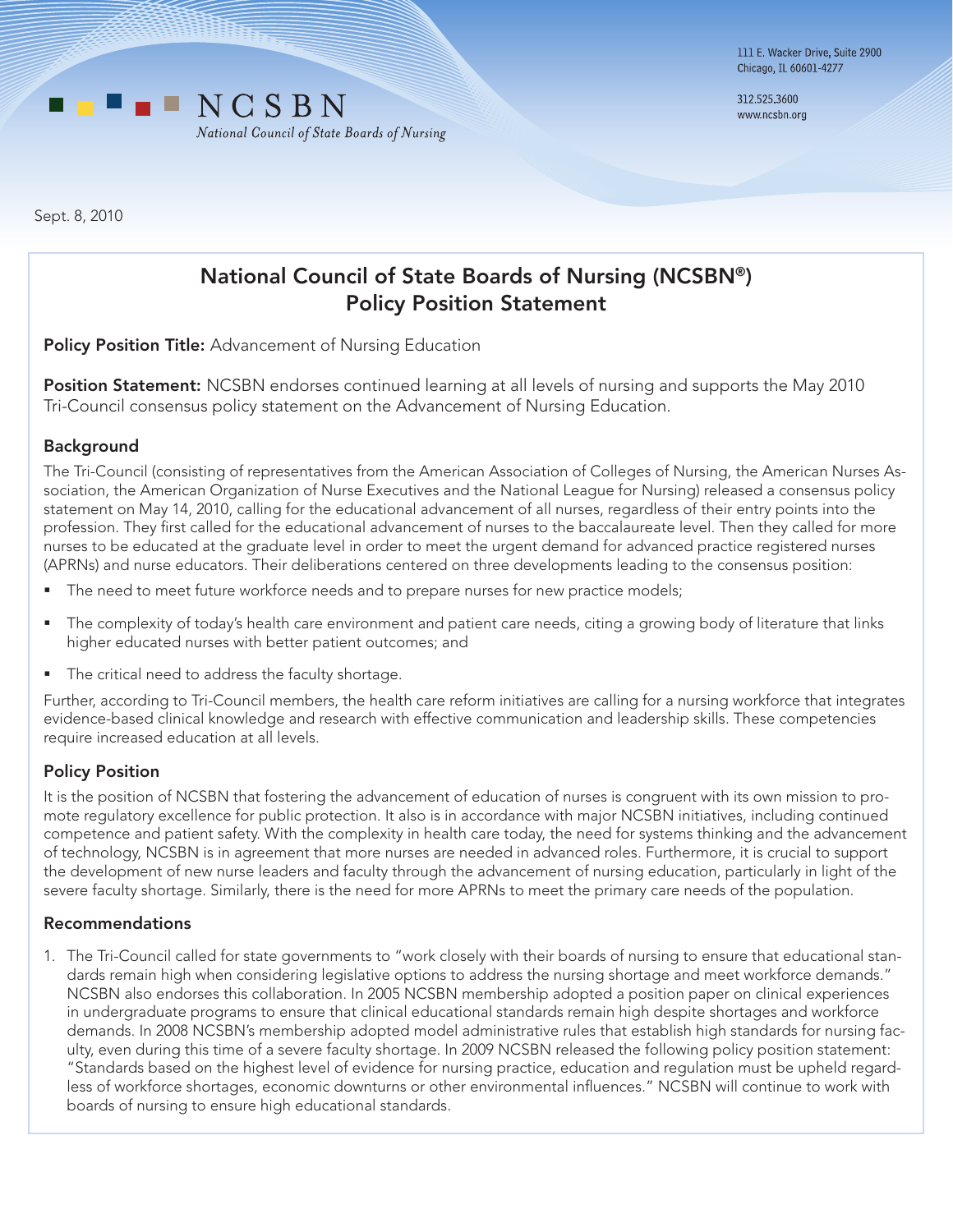NCSBN

*National Council of State Boards of Nursing*

111 E. Wacker Drive, Suite 2900
Chicago, IL 60601-4277

312.525.3600
www.ncsbn.org

Sept. 8, 2010

# National Council of State Boards of Nursing (NCSBN®) Policy Position Statement

**Policy Position Title:** Advancement of Nursing Education

**Position Statement:** NCSBN endorses continued learning at all levels of nursing and supports the May 2010 Tri-Council consensus policy statement on the Advancement of Nursing Education.

## Background

The Tri-Council (consisting of representatives from the American Association of Colleges of Nursing, the American Nurses Association, the American Organization of Nurse Executives and the National League for Nursing) released a consensus policy statement on May 14, 2010, calling for the educational advancement of all nurses, regardless of their entry points into the profession. They first called for the educational advancement of nurses to the baccalaureate level. Then they called for more nurses to be educated at the graduate level in order to meet the urgent demand for advanced practice registered nurses (APRNs) and nurse educators. Their deliberations centered on three developments leading to the consensus position:

- The need to meet future workforce needs and to prepare nurses for new practice models;
- The complexity of today's health care environment and patient care needs, citing a growing body of literature that links higher educated nurses with better patient outcomes; and
- The critical need to address the faculty shortage.

Further, according to Tri-Council members, the health care reform initiatives are calling for a nursing workforce that integrates evidence-based clinical knowledge and research with effective communication and leadership skills. These competencies require increased education at all levels.

## Policy Position

It is the position of NCSBN that fostering the advancement of education of nurses is congruent with its own mission to promote regulatory excellence for public protection. It also is in accordance with major NCSBN initiatives, including continued competence and patient safety. With the complexity in health care today, the need for systems thinking and the advancement of technology, NCSBN is in agreement that more nurses are needed in advanced roles. Furthermore, it is crucial to support the development of new nurse leaders and faculty through the advancement of nursing education, particularly in light of the severe faculty shortage. Similarly, there is the need for more APRNs to meet the primary care needs of the population.

## Recommendations

1. The Tri-Council called for state governments to "work closely with their boards of nursing to ensure that educational standards remain high when considering legislative options to address the nursing shortage and meet workforce demands." NCSBN also endorses this collaboration. In 2005 NCSBN membership adopted a position paper on clinical experiences in undergraduate programs to ensure that clinical educational standards remain high despite shortages and workforce demands. In 2008 NCSBN's membership adopted model administrative rules that establish high standards for nursing faculty, even during this time of a severe faculty shortage. In 2009 NCSBN released the following policy position statement: "Standards based on the highest level of evidence for nursing practice, education and regulation must be upheld regardless of workforce shortages, economic downturns or other environmental influences." NCSBN will continue to work with boards of nursing to ensure high educational standards.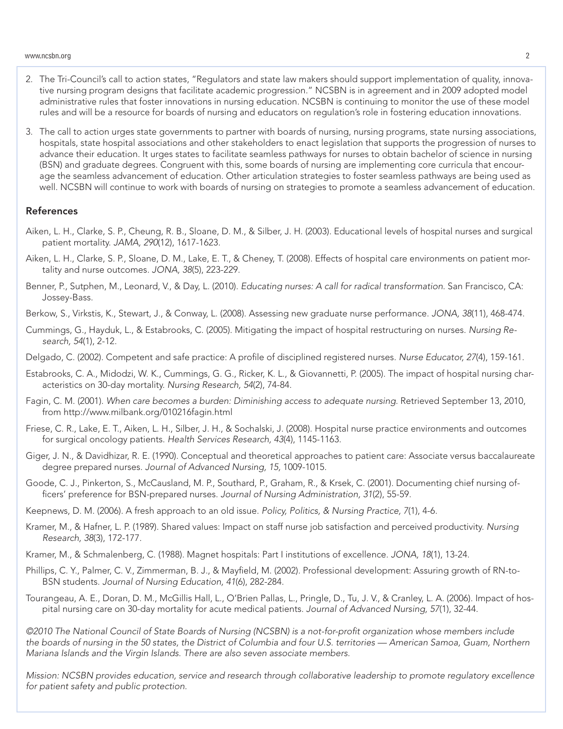2. The Tri-Council's call to action states, "Regulators and state law makers should support implementation of quality, innovative nursing program designs that facilitate academic progression." NCSBN is in agreement and in 2009 adopted model administrative rules that foster innovations in nursing education. NCSBN is continuing to monitor the use of these model rules and will be a resource for boards of nursing and educators on regulation's role in fostering education innovations.

3. The call to action urges state governments to partner with boards of nursing, nursing programs, state nursing associations, hospitals, state hospital associations and other stakeholders to enact legislation that supports the progression of nurses to advance their education. It urges states to facilitate seamless pathways for nurses to obtain bachelor of science in nursing (BSN) and graduate degrees. Congruent with this, some boards of nursing are implementing core curricula that encourage the seamless advancement of education. Other articulation strategies to foster seamless pathways are being used as well. NCSBN will continue to work with boards of nursing on strategies to promote a seamless advancement of education.

## References

Aiken, L. H., Clarke, S. P., Cheung, R. B., Sloane, D. M., & Silber, J. H. (2003). Educational levels of hospital nurses and surgical patient mortality. *JAMA, 290*(12), 1617-1623.

Aiken, L. H., Clarke, S. P., Sloane, D. M., Lake, E. T., & Cheney, T. (2008). Effects of hospital care environments on patient mortality and nurse outcomes. *JONA, 38*(5), 223-229.

Benner, P., Sutphen, M., Leonard, V., & Day, L. (2010). *Educating nurses: A call for radical transformation*. San Francisco, CA: Jossey-Bass.

Berkow, S., Virkstis, K., Stewart, J., & Conway, L. (2008). Assessing new graduate nurse performance. *JONA, 38*(11), 468-474.

Cummings, G., Hayduk, L., & Estabrooks, C. (2005). Mitigating the impact of hospital restructuring on nurses. *Nursing Research, 54*(1), 2-12.

Delgado, C. (2002). Competent and safe practice: A profile of disciplined registered nurses. *Nurse Educator, 27*(4), 159-161.

Estabrooks, C. A., Midodzi, W. K., Cummings, G. G., Ricker, K. L., & Giovannetti, P. (2005). The impact of hospital nursing characteristics on 30-day mortality. *Nursing Research, 54*(2), 74-84.

Fagin, C. M. (2001). *When care becomes a burden: Diminishing access to adequate nursing*. Retrieved September 13, 2010, from http://www.milbank.org/010216fagin.html

Friese, C. R., Lake, E. T., Aiken, L. H., Silber, J. H., & Sochalski, J. (2008). Hospital nurse practice environments and outcomes for surgical oncology patients. *Health Services Research, 43*(4), 1145-1163.

Giger, J. N., & Davidhizar, R. E. (1990). Conceptual and theoretical approaches to patient care: Associate versus baccalaureate degree prepared nurses. *Journal of Advanced Nursing, 15,* 1009-1015.

Goode, C. J., Pinkerton, S., McCausland, M. P., Southard, P., Graham, R., & Krsek, C. (2001). Documenting chief nursing officers' preference for BSN-prepared nurses. *Journal of Nursing Administration, 31*(2), 55-59.

Keepnews, D. M. (2006). A fresh approach to an old issue. *Policy, Politics, & Nursing Practice, 7*(1), 4-6.

Kramer, M., & Hafner, L. P. (1989). Shared values: Impact on staff nurse job satisfaction and perceived productivity. *Nursing Research, 38*(3), 172-177.

Kramer, M., & Schmalenberg, C. (1988). Magnet hospitals: Part I institutions of excellence. *JONA, 18*(1), 13-24.

Phillips, C. Y., Palmer, C. V., Zimmerman, B. J., & Mayfield, M. (2002). Professional development: Assuring growth of RN-to-BSN students. *Journal of Nursing Education, 41*(6), 282-284.

Tourangeau, A. E., Doran, D. M., McGillis Hall, L., O'Brien Pallas, L., Pringle, D., Tu, J. V., & Cranley, L. A. (2006). Impact of hospital nursing care on 30-day mortality for acute medical patients. *Journal of Advanced Nursing, 57*(1), 32-44.

*©2010 The National Council of State Boards of Nursing (NCSBN) is a not-for-profit organization whose members include the boards of nursing in the 50 states, the District of Columbia and four U.S. territories — American Samoa, Guam, Northern Mariana Islands and the Virgin Islands. There are also seven associate members.*

*Mission: NCSBN provides education, service and research through collaborative leadership to promote regulatory excellence for patient safety and public protection.*